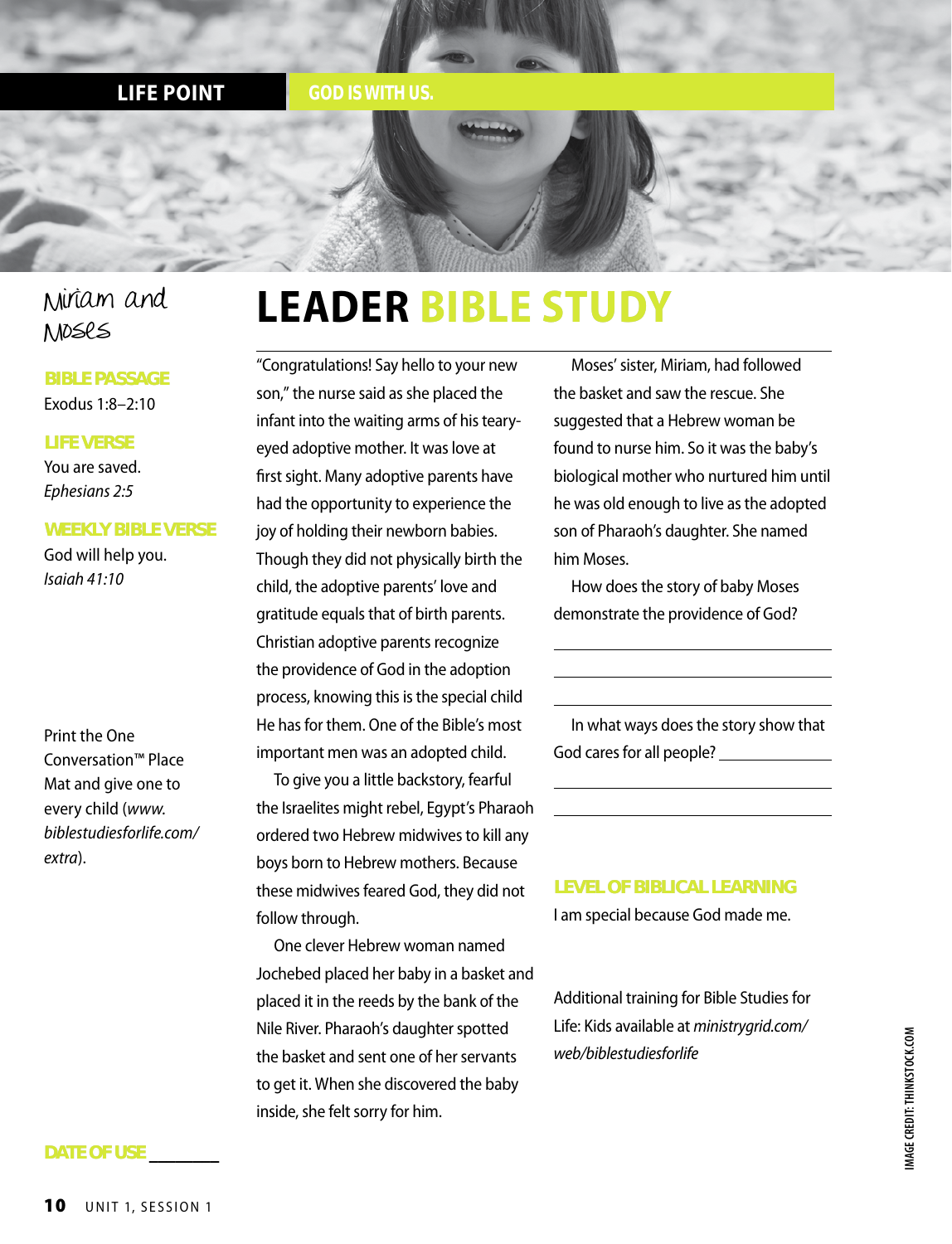**LIFE POINT** GOD IS WITH US.

# Miriam and Moses

**BIBLE PASSAGE**
Exodus 1:8–2:10

**LIFE VERSE**
You are saved.
*Ephesians 2:5*

**WEEKLY BIBLE VERSE**
God will help you.
*Isaiah 41:10*

Print the One Conversation™ Place Mat and give one to every child (*www.biblestudiesforlife.com/extra*).

**DATE OF USE** ________

# LEADER BIBLE STUDY

"Congratulations! Say hello to your new son," the nurse said as she placed the infant into the waiting arms of his teary-eyed adoptive mother. It was love at first sight. Many adoptive parents have had the opportunity to experience the joy of holding their newborn babies. Though they did not physically birth the child, the adoptive parents' love and gratitude equals that of birth parents. Christian adoptive parents recognize the providence of God in the adoption process, knowing this is the special child He has for them. One of the Bible's most important men was an adopted child.

To give you a little backstory, fearful the Israelites might rebel, Egypt's Pharaoh ordered two Hebrew midwives to kill any boys born to Hebrew mothers. Because these midwives feared God, they did not follow through.

One clever Hebrew woman named Jochebed placed her baby in a basket and placed it in the reeds by the bank of the Nile River. Pharaoh's daughter spotted the basket and sent one of her servants to get it. When she discovered the baby inside, she felt sorry for him.

Moses' sister, Miriam, had followed the basket and saw the rescue. She suggested that a Hebrew woman be found to nurse him. So it was the baby's biological mother who nurtured him until he was old enough to live as the adopted son of Pharaoh's daughter. She named him Moses.

How does the story of baby Moses demonstrate the providence of God?

______________________________

______________________________

______________________________

In what ways does the story show that God cares for all people? ______________

______________________________

______________________________

**LEVEL OF BIBLICAL LEARNING**
I am special because God made me.

Additional training for Bible Studies for Life: Kids available at *ministrygrid.com/web/biblestudiesforlife*

IMAGE CREDIT: THINKSTOCK.COM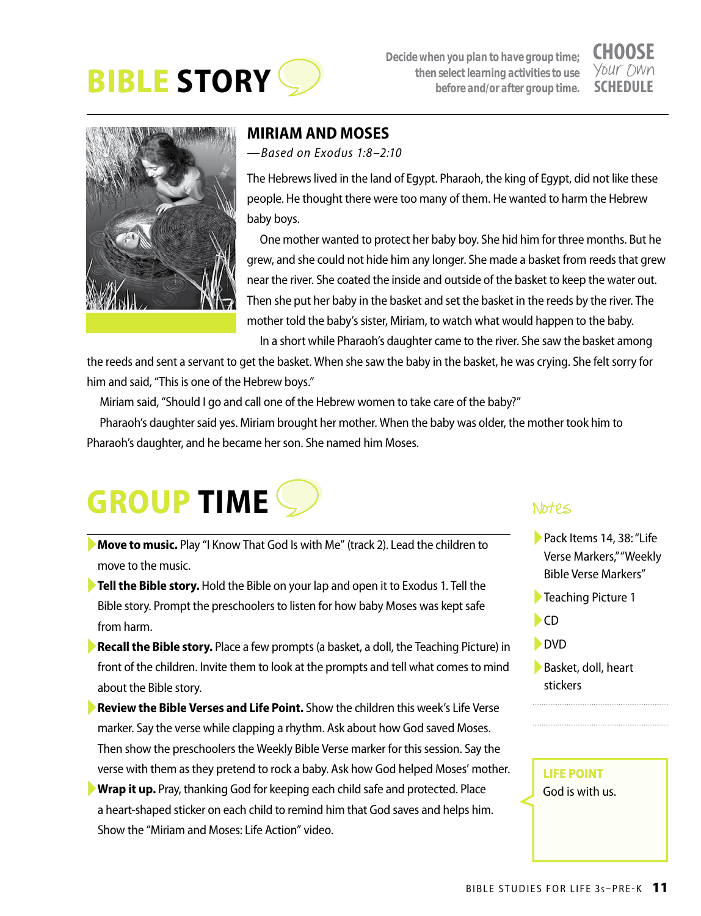# BIBLE STORY

Decide when you plan to have group time; then select learning activities to use before and/or after group time.

**CHOOSE** *Your Own* **SCHEDULE**

## MIRIAM AND MOSES

*—Based on Exodus 1:8–2:10*

The Hebrews lived in the land of Egypt. Pharaoh, the king of Egypt, did not like these people. He thought there were too many of them. He wanted to harm the Hebrew baby boys.

One mother wanted to protect her baby boy. She hid him for three months. But he grew, and she could not hide him any longer. She made a basket from reeds that grew near the river. She coated the inside and outside of the basket to keep the water out. Then she put her baby in the basket and set the basket in the reeds by the river. The mother told the baby's sister, Miriam, to watch what would happen to the baby.

In a short while Pharaoh's daughter came to the river. She saw the basket among the reeds and sent a servant to get the basket. When she saw the baby in the basket, he was crying. She felt sorry for him and said, "This is one of the Hebrew boys."

Miriam said, "Should I go and call one of the Hebrew women to take care of the baby?"

Pharaoh's daughter said yes. Miriam brought her mother. When the baby was older, the mother took him to Pharaoh's daughter, and he became her son. She named him Moses.

# GROUP TIME

- **Move to music.** Play "I Know That God Is with Me" (track 2). Lead the children to move to the music.
- **Tell the Bible story.** Hold the Bible on your lap and open it to Exodus 1. Tell the Bible story. Prompt the preschoolers to listen for how baby Moses was kept safe from harm.
- **Recall the Bible story.** Place a few prompts (a basket, a doll, the Teaching Picture) in front of the children. Invite them to look at the prompts and tell what comes to mind about the Bible story.
- **Review the Bible Verses and Life Point.** Show the children this week's Life Verse marker. Say the verse while clapping a rhythm. Ask about how God saved Moses. Then show the preschoolers the Weekly Bible Verse marker for this session. Say the verse with them as they pretend to rock a baby. Ask how God helped Moses' mother.
- **Wrap it up.** Pray, thanking God for keeping each child safe and protected. Place a heart-shaped sticker on each child to remind him that God saves and helps him. Show the "Miriam and Moses: Life Action" video.

*Notes*

- Pack Items 14, 38: "Life Verse Markers," "Weekly Bible Verse Markers"
- Teaching Picture 1
- CD
- DVD
- Basket, doll, heart stickers

**LIFE POINT**
God is with us.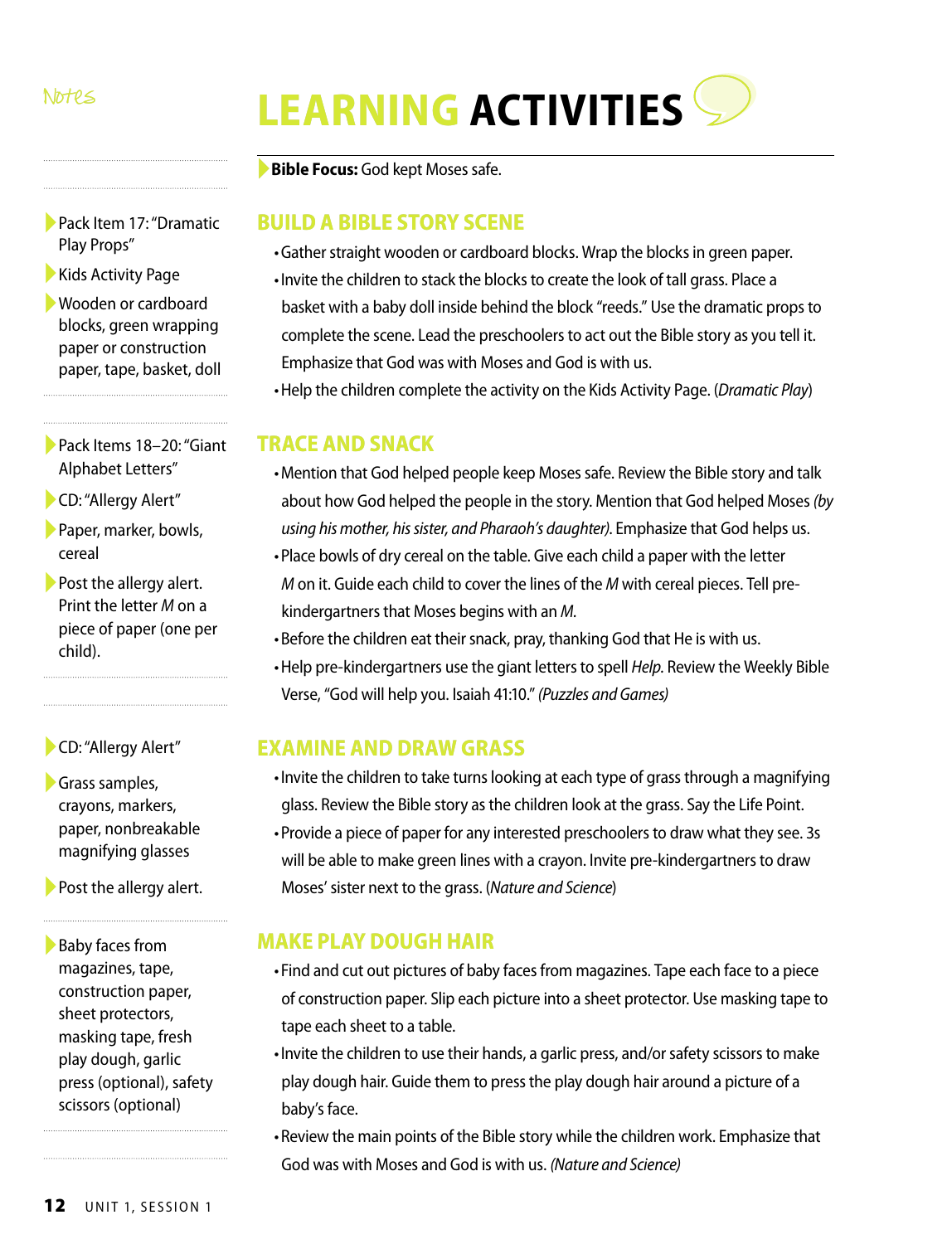# LEARNING ACTIVITIES

**Bible Focus:** God kept Moses safe.

## BUILD A BIBLE STORY SCENE

*Notes:*
- Pack Item 17: "Dramatic Play Props"
- Kids Activity Page
- Wooden or cardboard blocks, green wrapping paper or construction paper, tape, basket, doll

- Gather straight wooden or cardboard blocks. Wrap the blocks in green paper.
- Invite the children to stack the blocks to create the look of tall grass. Place a basket with a baby doll inside behind the block "reeds." Use the dramatic props to complete the scene. Lead the preschoolers to act out the Bible story as you tell it. Emphasize that God was with Moses and God is with us.
- Help the children complete the activity on the Kids Activity Page. (*Dramatic Play*)

## TRACE AND SNACK

*Notes:*
- Pack Items 18–20: "Giant Alphabet Letters"
- CD: "Allergy Alert"
- Paper, marker, bowls, cereal
- Post the allergy alert. Print the letter *M* on a piece of paper (one per child).

- Mention that God helped people keep Moses safe. Review the Bible story and talk about how God helped the people in the story. Mention that God helped Moses *(by using his mother, his sister, and Pharaoh's daughter)*. Emphasize that God helps us.
- Place bowls of dry cereal on the table. Give each child a paper with the letter *M* on it. Guide each child to cover the lines of the *M* with cereal pieces. Tell pre-kindergartners that Moses begins with an *M*.
- Before the children eat their snack, pray, thanking God that He is with us.
- Help pre-kindergartners use the giant letters to spell *Help*. Review the Weekly Bible Verse, "God will help you. Isaiah 41:10." *(Puzzles and Games)*

## EXAMINE AND DRAW GRASS

*Notes:*
- CD: "Allergy Alert"
- Grass samples, crayons, markers, paper, nonbreakable magnifying glasses
- Post the allergy alert.

- Invite the children to take turns looking at each type of grass through a magnifying glass. Review the Bible story as the children look at the grass. Say the Life Point.
- Provide a piece of paper for any interested preschoolers to draw what they see. 3s will be able to make green lines with a crayon. Invite pre-kindergartners to draw Moses' sister next to the grass. (*Nature and Science*)

## MAKE PLAY DOUGH HAIR

*Notes:*
- Baby faces from magazines, tape, construction paper, sheet protectors, masking tape, fresh play dough, garlic press (optional), safety scissors (optional)

- Find and cut out pictures of baby faces from magazines. Tape each face to a piece of construction paper. Slip each picture into a sheet protector. Use masking tape to tape each sheet to a table.
- Invite the children to use their hands, a garlic press, and/or safety scissors to make play dough hair. Guide them to press the play dough hair around a picture of a baby's face.
- Review the main points of the Bible story while the children work. Emphasize that God was with Moses and God is with us. *(Nature and Science)*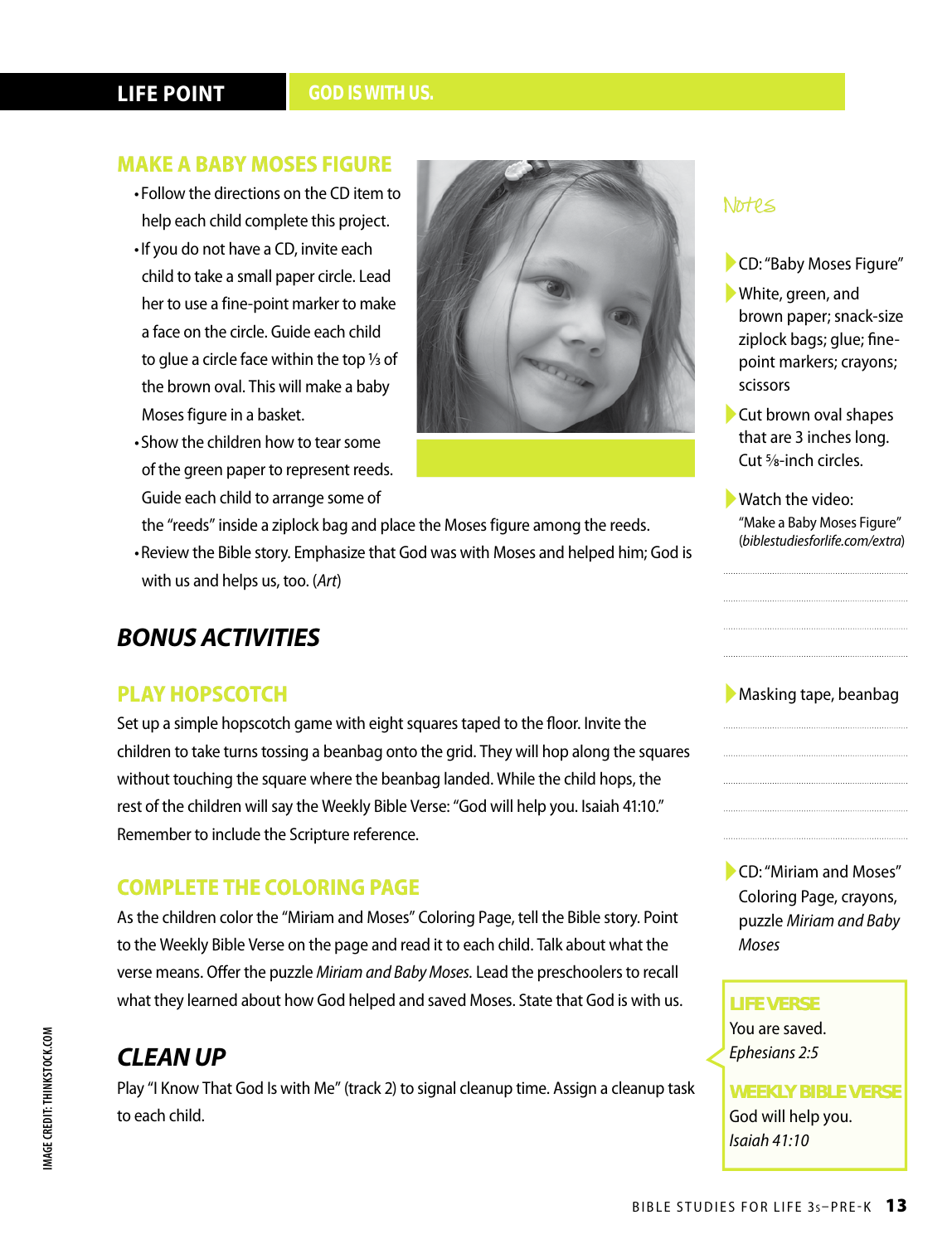## LIFE POINT GOD IS WITH US.

### MAKE A BABY MOSES FIGURE

- Follow the directions on the CD item to help each child complete this project.
- If you do not have a CD, invite each child to take a small paper circle. Lead her to use a fine-point marker to make a face on the circle. Guide each child to glue a circle face within the top ⅓ of the brown oval. This will make a baby Moses figure in a basket.
- Show the children how to tear some of the green paper to represent reeds. Guide each child to arrange some of the "reeds" inside a ziplock bag and place the Moses figure among the reeds.
- Review the Bible story. Emphasize that God was with Moses and helped him; God is with us and helps us, too. (*Art*)

*Notes*

- CD: "Baby Moses Figure"
- White, green, and brown paper; snack-size ziplock bags; glue; fine-point markers; crayons; scissors
- Cut brown oval shapes that are 3 inches long. Cut ⅝-inch circles.
- Watch the video: "Make a Baby Moses Figure" (*biblestudiesforlife.com/extra*)

## *BONUS ACTIVITIES*

### PLAY HOPSCOTCH

Set up a simple hopscotch game with eight squares taped to the floor. Invite the children to take turns tossing a beanbag onto the grid. They will hop along the squares without touching the square where the beanbag landed. While the child hops, the rest of the children will say the Weekly Bible Verse: "God will help you. Isaiah 41:10." Remember to include the Scripture reference.

- Masking tape, beanbag

### COMPLETE THE COLORING PAGE

As the children color the "Miriam and Moses" Coloring Page, tell the Bible story. Point to the Weekly Bible Verse on the page and read it to each child. Talk about what the verse means. Offer the puzzle *Miriam and Baby Moses*. Lead the preschoolers to recall what they learned about how God helped and saved Moses. State that God is with us.

- CD: "Miriam and Moses" Coloring Page, crayons, puzzle *Miriam and Baby Moses*

## *CLEAN UP*

Play "I Know That God Is with Me" (track 2) to signal cleanup time. Assign a cleanup task to each child.

**LIFE VERSE**
You are saved.
*Ephesians 2:5*

**WEEKLY BIBLE VERSE**
God will help you.
*Isaiah 41:10*

IMAGE CREDIT: THINKSTOCK.COM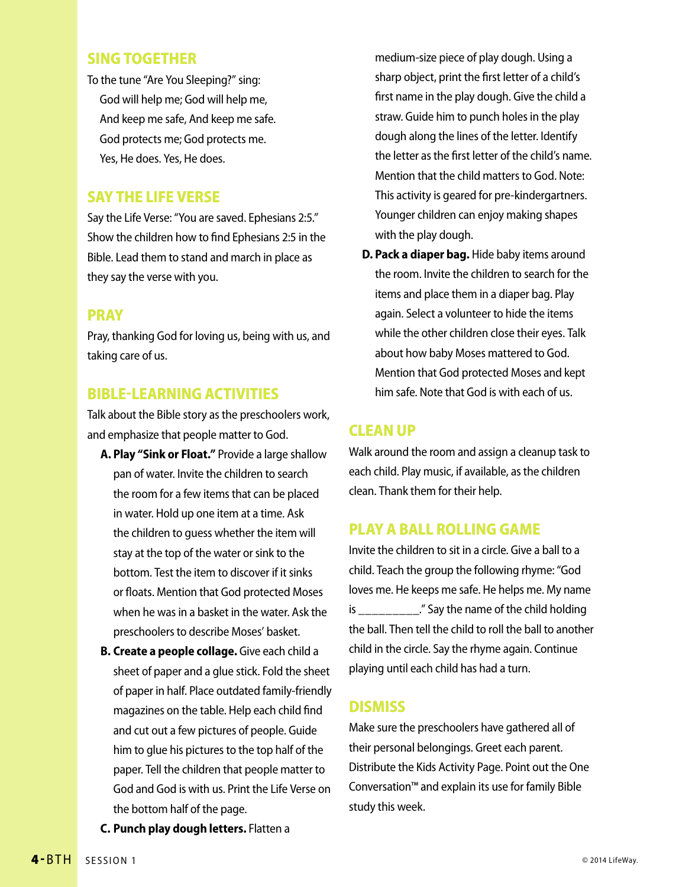## SING TOGETHER

To the tune "Are You Sleeping?" sing:

God will help me; God will help me,
And keep me safe, And keep me safe.
God protects me; God protects me.
Yes, He does. Yes, He does.

## SAY THE LIFE VERSE

Say the Life Verse: "You are saved. Ephesians 2:5." Show the children how to find Ephesians 2:5 in the Bible. Lead them to stand and march in place as they say the verse with you.

## PRAY

Pray, thanking God for loving us, being with us, and taking care of us.

## BIBLE-LEARNING ACTIVITIES

Talk about the Bible story as the preschoolers work, and emphasize that people matter to God.

**A. Play "Sink or Float."** Provide a large shallow pan of water. Invite the children to search the room for a few items that can be placed in water. Hold up one item at a time. Ask the children to guess whether the item will stay at the top of the water or sink to the bottom. Test the item to discover if it sinks or floats. Mention that God protected Moses when he was in a basket in the water. Ask the preschoolers to describe Moses' basket.

**B. Create a people collage.** Give each child a sheet of paper and a glue stick. Fold the sheet of paper in half. Place outdated family-friendly magazines on the table. Help each child find and cut out a few pictures of people. Guide him to glue his pictures to the top half of the paper. Tell the children that people matter to God and God is with us. Print the Life Verse on the bottom half of the page.

**C. Punch play dough letters.** Flatten a medium-size piece of play dough. Using a sharp object, print the first letter of a child's first name in the play dough. Give the child a straw. Guide him to punch holes in the play dough along the lines of the letter. Identify the letter as the first letter of the child's name. Mention that the child matters to God. Note: This activity is geared for pre-kindergartners. Younger children can enjoy making shapes with the play dough.

**D. Pack a diaper bag.** Hide baby items around the room. Invite the children to search for the items and place them in a diaper bag. Play again. Select a volunteer to hide the items while the other children close their eyes. Talk about how baby Moses mattered to God. Mention that God protected Moses and kept him safe. Note that God is with each of us.

## CLEAN UP

Walk around the room and assign a cleanup task to each child. Play music, if available, as the children clean. Thank them for their help.

## PLAY A BALL ROLLING GAME

Invite the children to sit in a circle. Give a ball to a child. Teach the group the following rhyme: "God loves me. He keeps me safe. He helps me. My name is _________." Say the name of the child holding the ball. Then tell the child to roll the ball to another child in the circle. Say the rhyme again. Continue playing until each child has had a turn.

## DISMISS

Make sure the preschoolers have gathered all of their personal belongings. Greet each parent. Distribute the Kids Activity Page. Point out the One Conversation™ and explain its use for family Bible study this week.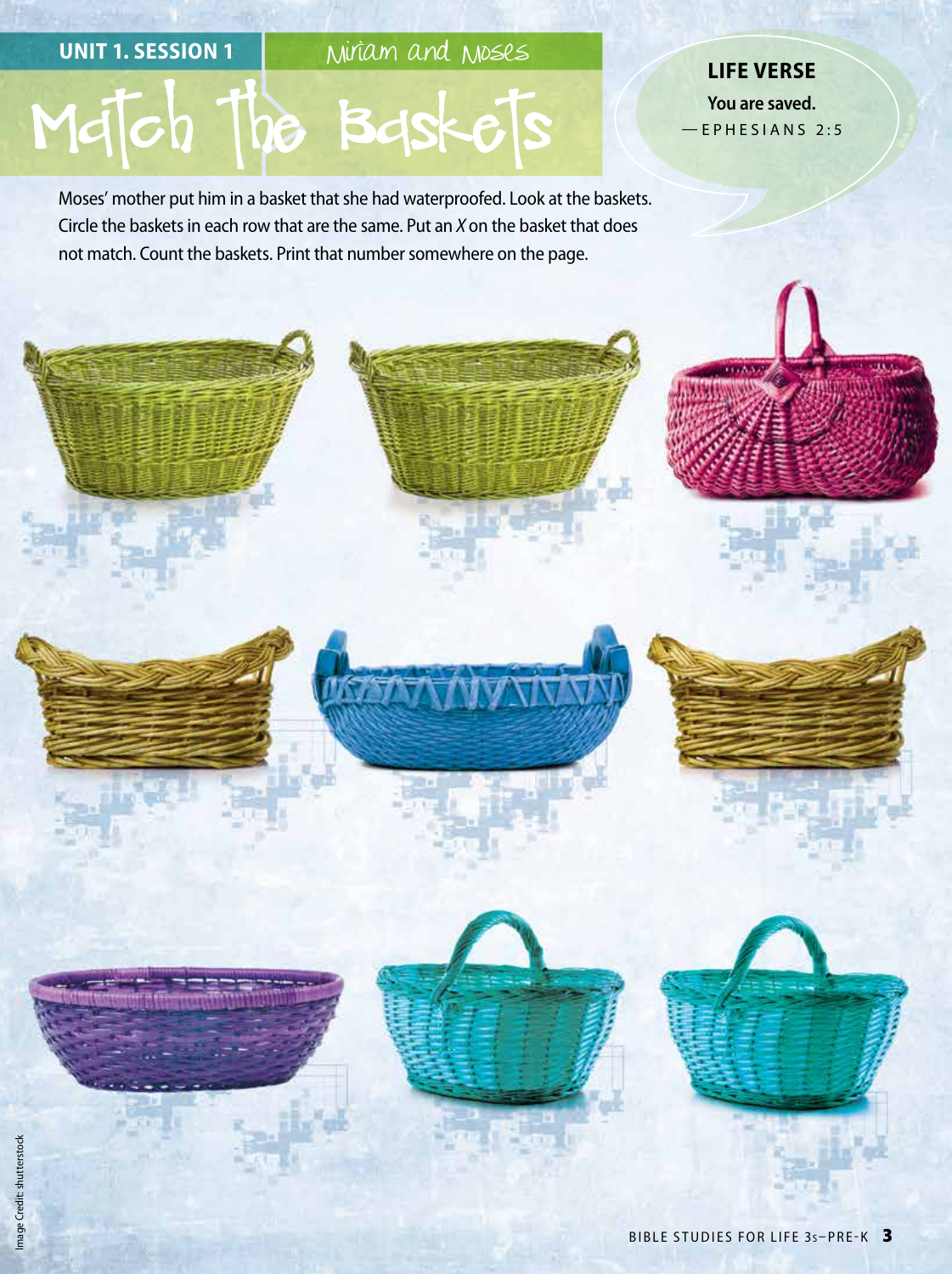UNIT 1. SESSION 1

Miriam and Moses

# Match the Baskets

**LIFE VERSE**

**You are saved.**

—EPHESIANS 2:5

Moses' mother put him in a basket that she had waterproofed. Look at the baskets. Circle the baskets in each row that are the same. Put an *X* on the basket that does not match. Count the baskets. Print that number somewhere on the page.

Image Credit: shutterstock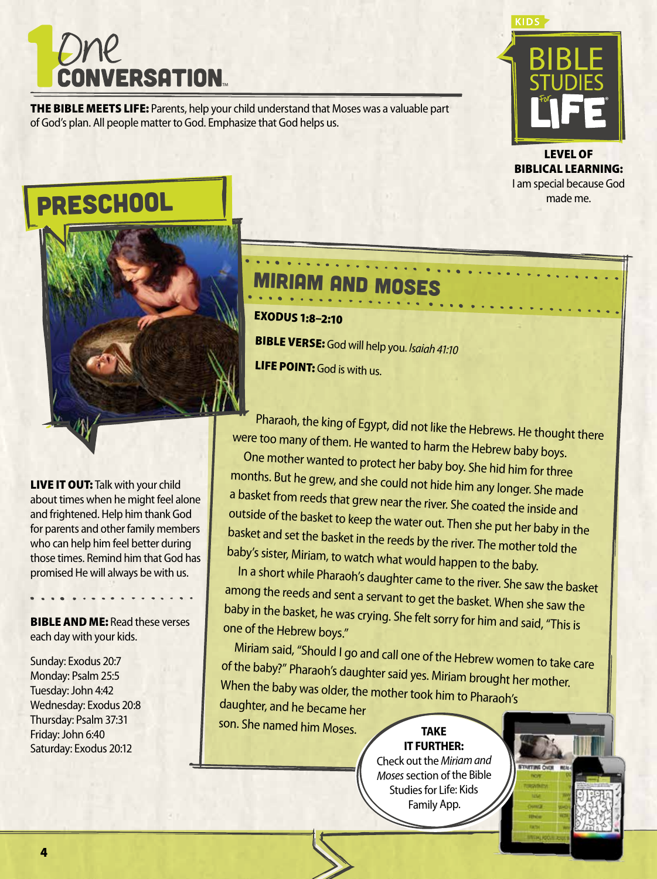# One CONVERSATION™

**THE BIBLE MEETS LIFE:** Parents, help your child understand that Moses was a valuable part of God's plan. All people matter to God. Emphasize that God helps us.

KIDS
BIBLE STUDIES For LIFE®

**LEVEL OF BIBLICAL LEARNING:**
I am special because God made me.

## PRESCHOOL

## MIRIAM AND MOSES

**EXODUS 1:8–2:10**

**BIBLE VERSE:** God will help you. *Isaiah 41:10*

**LIFE POINT:** God is with us.

Pharaoh, the king of Egypt, did not like the Hebrews. He thought there were too many of them. He wanted to harm the Hebrew baby boys.

One mother wanted to protect her baby boy. She hid him for three months. But he grew, and she could not hide him any longer. She made a basket from reeds that grew near the river. She coated the inside and outside of the basket to keep the water out. Then she put her baby in the basket and set the basket in the reeds by the river. The mother told the baby's sister, Miriam, to watch what would happen to the baby.

In a short while Pharaoh's daughter came to the river. She saw the basket among the reeds and sent a servant to get the basket. When she saw the baby in the basket, he was crying. She felt sorry for him and said, "This is one of the Hebrew boys."

Miriam said, "Should I go and call one of the Hebrew women to take care of the baby?" Pharaoh's daughter said yes. Miriam brought her mother. When the baby was older, the mother took him to Pharaoh's daughter, and he became her son. She named him Moses.

**TAKE IT FURTHER:**
Check out the *Miriam and Moses* section of the Bible Studies for Life: Kids Family App.

**LIVE IT OUT:** Talk with your child about times when he might feel alone and frightened. Help him thank God for parents and other family members who can help him feel better during those times. Remind him that God has promised He will always be with us.

**BIBLE AND ME:** Read these verses each day with your kids.

Sunday: Exodus 20:7
Monday: Psalm 25:5
Tuesday: John 4:42
Wednesday: Exodus 20:8
Thursday: Psalm 37:31
Friday: John 6:40
Saturday: Exodus 20:12